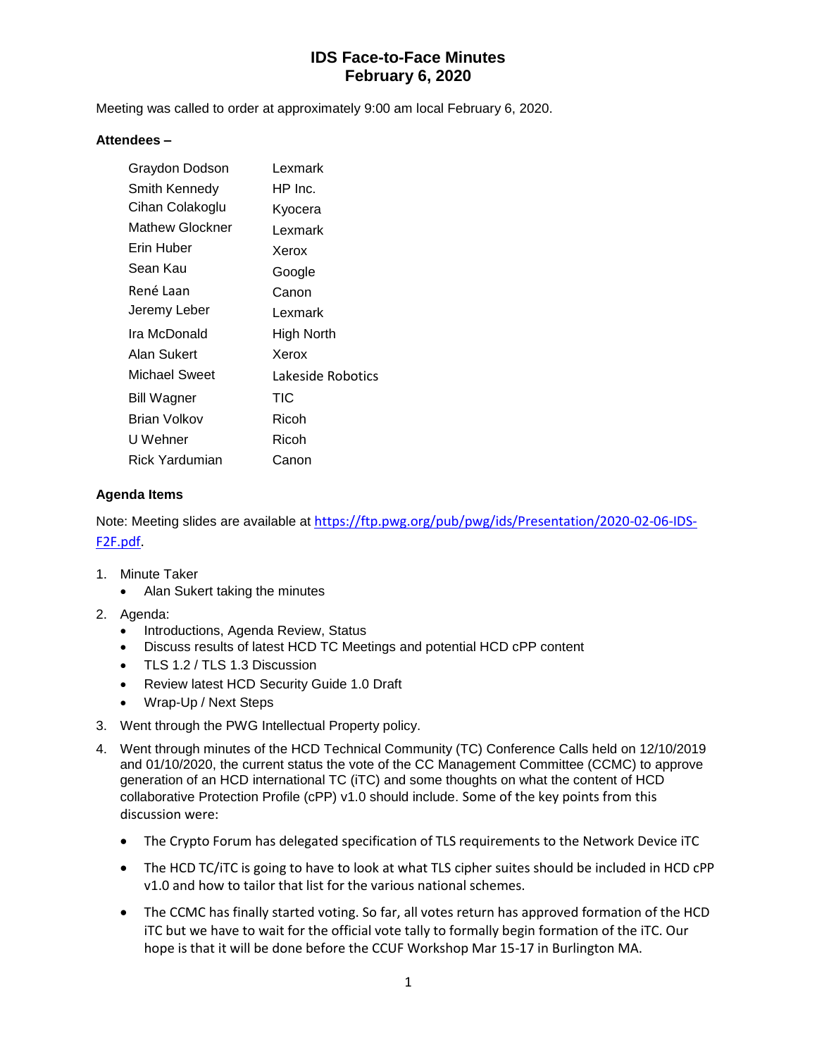# IDS Face-to-Face Minutes
## February 6, 2020

Meeting was called to order at approximately 9:00 am local February 6, 2020.

**Attendees –**

| | |
|---|---|
| Graydon Dodson | Lexmark |
| Smith Kennedy | HP Inc. |
| Cihan Colakoglu | Kyocera |
| Mathew Glockner | Lexmark |
| Erin Huber | Xerox |
| Sean Kau | Google |
| René Laan | Canon |
| Jeremy Leber | Lexmark |
| Ira McDonald | High North |
| Alan Sukert | Xerox |
| Michael Sweet | Lakeside Robotics |
| Bill Wagner | TIC |
| Brian Volkov | Ricoh |
| U Wehner | Ricoh |
| Rick Yardumian | Canon |

**Agenda Items**

Note: Meeting slides are available at [https://ftp.pwg.org/pub/pwg/ids/Presentation/2020-02-06-IDS-F2F.pdf](https://ftp.pwg.org/pub/pwg/ids/Presentation/2020-02-06-IDS-F2F.pdf).

1. Minute Taker
   - Alan Sukert taking the minutes
2. Agenda:
   - Introductions, Agenda Review, Status
   - Discuss results of latest HCD TC Meetings and potential HCD cPP content
   - TLS 1.2 / TLS 1.3 Discussion
   - Review latest HCD Security Guide 1.0 Draft
   - Wrap-Up / Next Steps
3. Went through the PWG Intellectual Property policy.
4. Went through minutes of the HCD Technical Community (TC) Conference Calls held on 12/10/2019 and 01/10/2020, the current status the vote of the CC Management Committee (CCMC) to approve generation of an HCD international TC (iTC) and some thoughts on what the content of HCD collaborative Protection Profile (cPP) v1.0 should include. Some of the key points from this discussion were:
   - The Crypto Forum has delegated specification of TLS requirements to the Network Device iTC
   - The HCD TC/iTC is going to have to look at what TLS cipher suites should be included in HCD cPP v1.0 and how to tailor that list for the various national schemes.
   - The CCMC has finally started voting. So far, all votes return has approved formation of the HCD iTC but we have to wait for the official vote tally to formally begin formation of the iTC. Our hope is that it will be done before the CCUF Workshop Mar 15-17 in Burlington MA.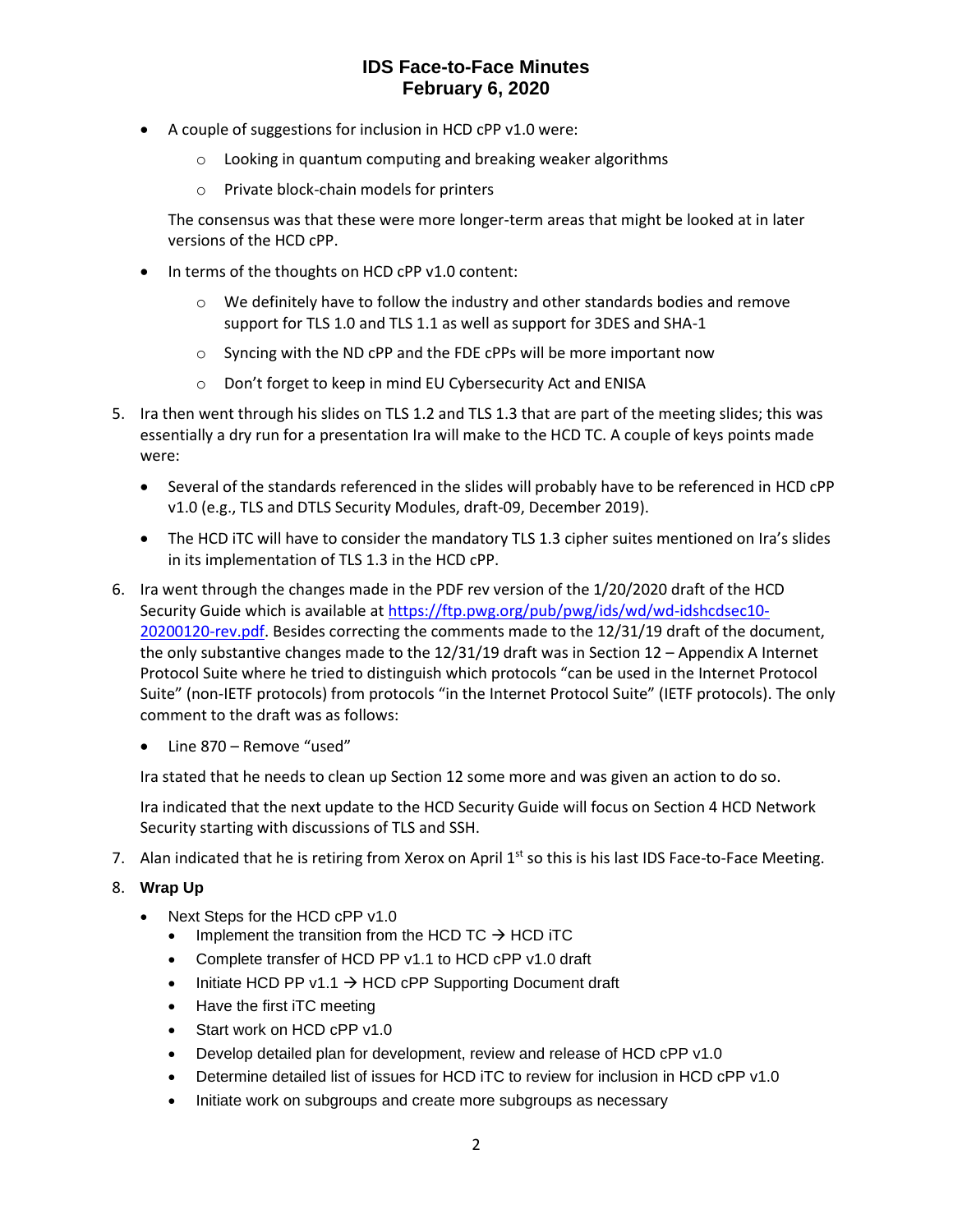- A couple of suggestions for inclusion in HCD cPP v1.0 were:
    - Looking in quantum computing and breaking weaker algorithms
    - Private block-chain models for printers

  The consensus was that these were more longer-term areas that might be looked at in later versions of the HCD cPP.

- In terms of the thoughts on HCD cPP v1.0 content:
    - We definitely have to follow the industry and other standards bodies and remove support for TLS 1.0 and TLS 1.1 as well as support for 3DES and SHA-1
    - Syncing with the ND cPP and the FDE cPPs will be more important now
    - Don't forget to keep in mind EU Cybersecurity Act and ENISA

5. Ira then went through his slides on TLS 1.2 and TLS 1.3 that are part of the meeting slides; this was essentially a dry run for a presentation Ira will make to the HCD TC. A couple of keys points made were:

    - Several of the standards referenced in the slides will probably have to be referenced in HCD cPP v1.0 (e.g., TLS and DTLS Security Modules, draft-09, December 2019).
    - The HCD iTC will have to consider the mandatory TLS 1.3 cipher suites mentioned on Ira's slides in its implementation of TLS 1.3 in the HCD cPP.

6. Ira went through the changes made in the PDF rev version of the 1/20/2020 draft of the HCD Security Guide which is available at [https://ftp.pwg.org/pub/pwg/ids/wd/wd-idshcdsec10-20200120-rev.pdf](https://ftp.pwg.org/pub/pwg/ids/wd/wd-idshcdsec10-20200120-rev.pdf). Besides correcting the comments made to the 12/31/19 draft of the document, the only substantive changes made to the 12/31/19 draft was in Section 12 – Appendix A Internet Protocol Suite where he tried to distinguish which protocols "can be used in the Internet Protocol Suite" (non-IETF protocols) from protocols "in the Internet Protocol Suite" (IETF protocols). The only comment to the draft was as follows:

    - Line 870 – Remove "used"

   Ira stated that he needs to clean up Section 12 some more and was given an action to do so.

   Ira indicated that the next update to the HCD Security Guide will focus on Section 4 HCD Network Security starting with discussions of TLS and SSH.

7. Alan indicated that he is retiring from Xerox on April 1st so this is his last IDS Face-to-Face Meeting.

8. **Wrap Up**

    - Next Steps for the HCD cPP v1.0
        - Implement the transition from the HCD TC → HCD iTC
        - Complete transfer of HCD PP v1.1 to HCD cPP v1.0 draft
        - Initiate HCD PP v1.1 → HCD cPP Supporting Document draft
        - Have the first iTC meeting
        - Start work on HCD cPP v1.0
        - Develop detailed plan for development, review and release of HCD cPP v1.0
        - Determine detailed list of issues for HCD iTC to review for inclusion in HCD cPP v1.0
        - Initiate work on subgroups and create more subgroups as necessary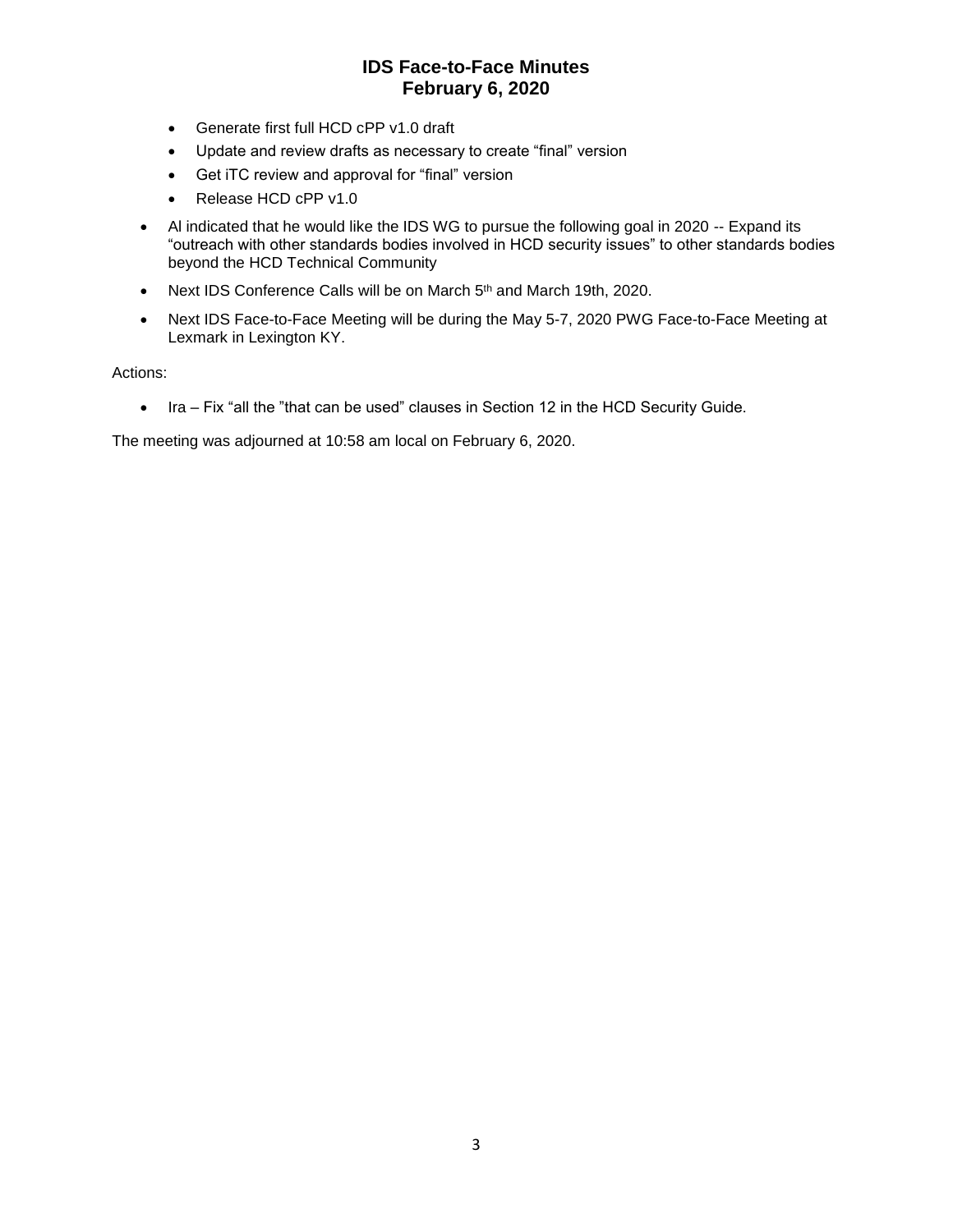- Generate first full HCD cPP v1.0 draft
  - Update and review drafts as necessary to create "final" version
  - Get iTC review and approval for "final" version
  - Release HCD cPP v1.0
- Al indicated that he would like the IDS WG to pursue the following goal in 2020 -- Expand its "outreach with other standards bodies involved in HCD security issues" to other standards bodies beyond the HCD Technical Community
- Next IDS Conference Calls will be on March 5th and March 19th, 2020.
- Next IDS Face-to-Face Meeting will be during the May 5-7, 2020 PWG Face-to-Face Meeting at Lexmark in Lexington KY.

Actions:

- Ira – Fix "all the "that can be used" clauses in Section 12 in the HCD Security Guide.

The meeting was adjourned at 10:58 am local on February 6, 2020.